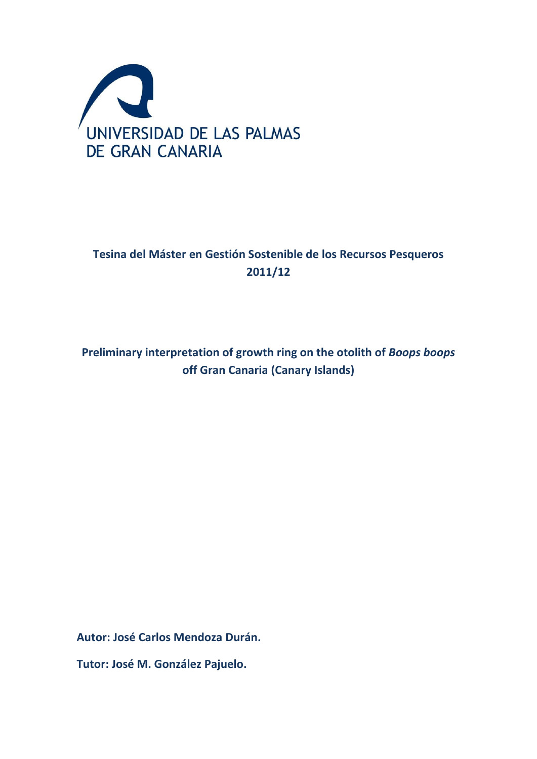UNIVERSIDAD DE LAS PALMAS DE GRAN CANARIA

**Tesina del Máster en Gestión Sostenible de los Recursos Pesqueros 2011/12**

# Preliminary interpretation of growth ring on the otolith of *Boops boops* off Gran Canaria (Canary Islands)

**Autor: José Carlos Mendoza Durán.**

**Tutor: José M. González Pajuelo.**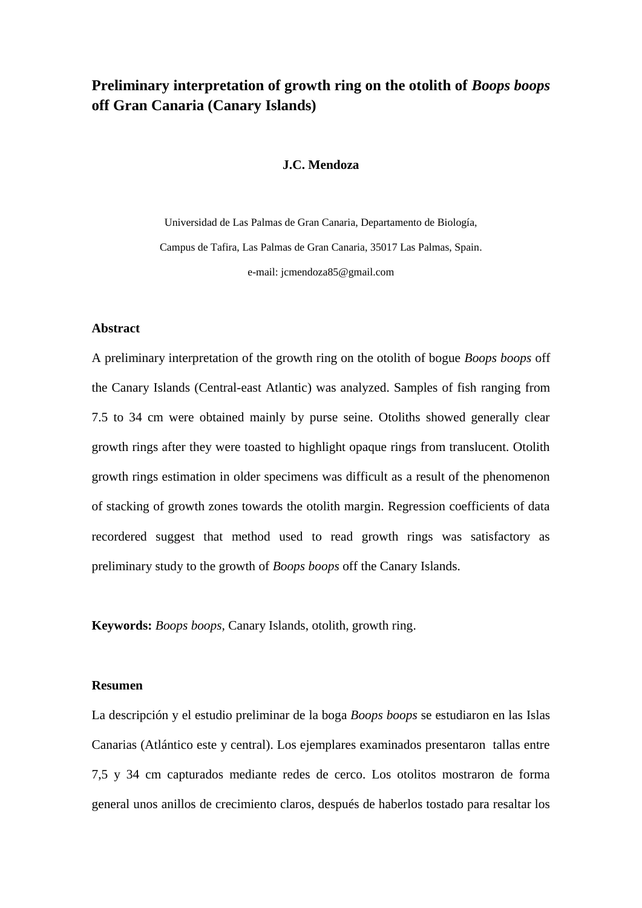# Preliminary interpretation of growth ring on the otolith of *Boops boops* off Gran Canaria (Canary Islands)

**J.C. Mendoza**

Universidad de Las Palmas de Gran Canaria, Departamento de Biología,

Campus de Tafira, Las Palmas de Gran Canaria, 35017 Las Palmas, Spain.

e-mail: jcmendoza85@gmail.com

### Abstract

A preliminary interpretation of the growth ring on the otolith of bogue *Boops boops* off the Canary Islands (Central-east Atlantic) was analyzed. Samples of fish ranging from 7.5 to 34 cm were obtained mainly by purse seine. Otoliths showed generally clear growth rings after they were toasted to highlight opaque rings from translucent. Otolith growth rings estimation in older specimens was difficult as a result of the phenomenon of stacking of growth zones towards the otolith margin. Regression coefficients of data recordered suggest that method used to read growth rings was satisfactory as preliminary study to the growth of *Boops boops* off the Canary Islands.

**Keywords:** *Boops boops*, Canary Islands, otolith, growth ring.

### Resumen

La descripción y el estudio preliminar de la boga *Boops boops* se estudiaron en las Islas Canarias (Atlántico este y central). Los ejemplares examinados presentaron tallas entre 7,5 y 34 cm capturados mediante redes de cerco. Los otolitos mostraron de forma general unos anillos de crecimiento claros, después de haberlos tostado para resaltar los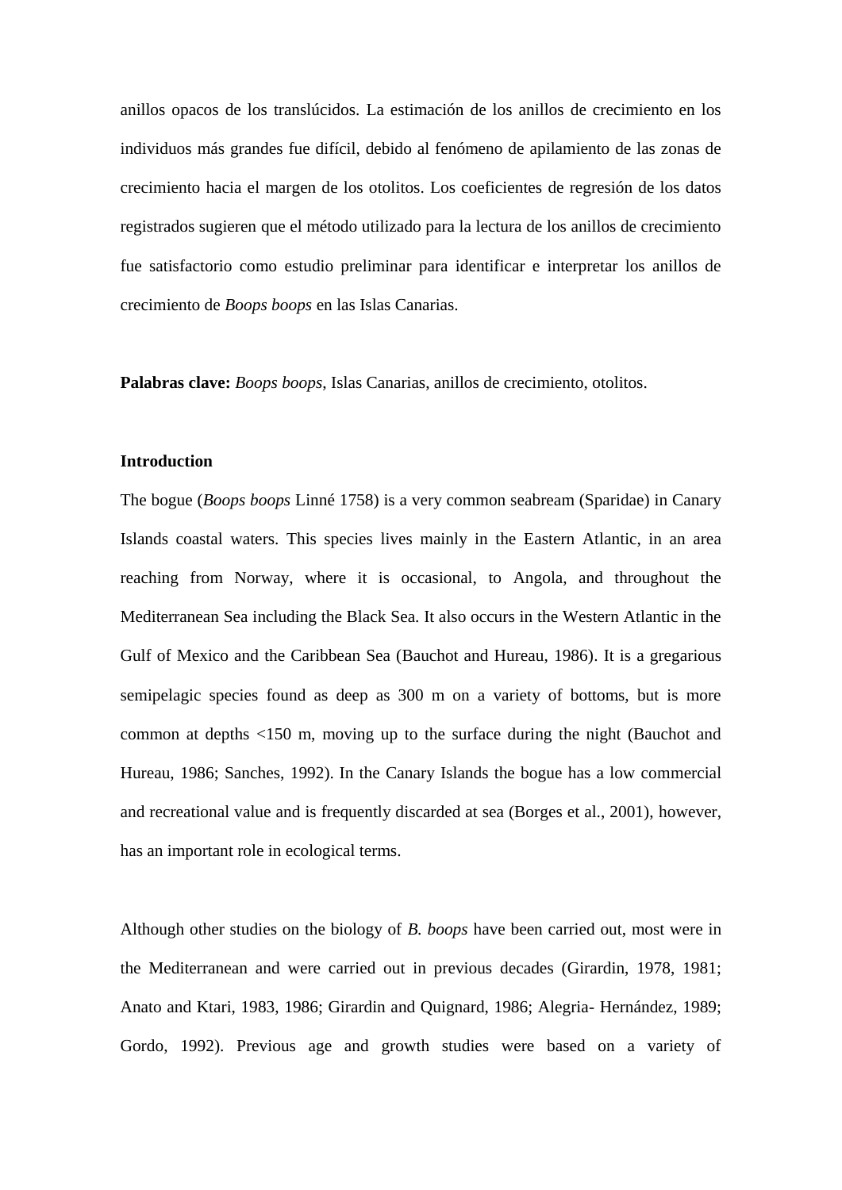anillos opacos de los translúcidos. La estimación de los anillos de crecimiento en los individuos más grandes fue difícil, debido al fenómeno de apilamiento de las zonas de crecimiento hacia el margen de los otolitos. Los coeficientes de regresión de los datos registrados sugieren que el método utilizado para la lectura de los anillos de crecimiento fue satisfactorio como estudio preliminar para identificar e interpretar los anillos de crecimiento de *Boops boops* en las Islas Canarias.

**Palabras clave:** *Boops boops*, Islas Canarias, anillos de crecimiento, otolitos.

## Introduction

The bogue (*Boops boops* Linné 1758) is a very common seabream (Sparidae) in Canary Islands coastal waters. This species lives mainly in the Eastern Atlantic, in an area reaching from Norway, where it is occasional, to Angola, and throughout the Mediterranean Sea including the Black Sea. It also occurs in the Western Atlantic in the Gulf of Mexico and the Caribbean Sea (Bauchot and Hureau, 1986). It is a gregarious semipelagic species found as deep as 300 m on a variety of bottoms, but is more common at depths <150 m, moving up to the surface during the night (Bauchot and Hureau, 1986; Sanches, 1992). In the Canary Islands the bogue has a low commercial and recreational value and is frequently discarded at sea (Borges et al., 2001), however, has an important role in ecological terms.

Although other studies on the biology of *B. boops* have been carried out, most were in the Mediterranean and were carried out in previous decades (Girardin, 1978, 1981; Anato and Ktari, 1983, 1986; Girardin and Quignard, 1986; Alegria- Hernández, 1989; Gordo, 1992). Previous age and growth studies were based on a variety of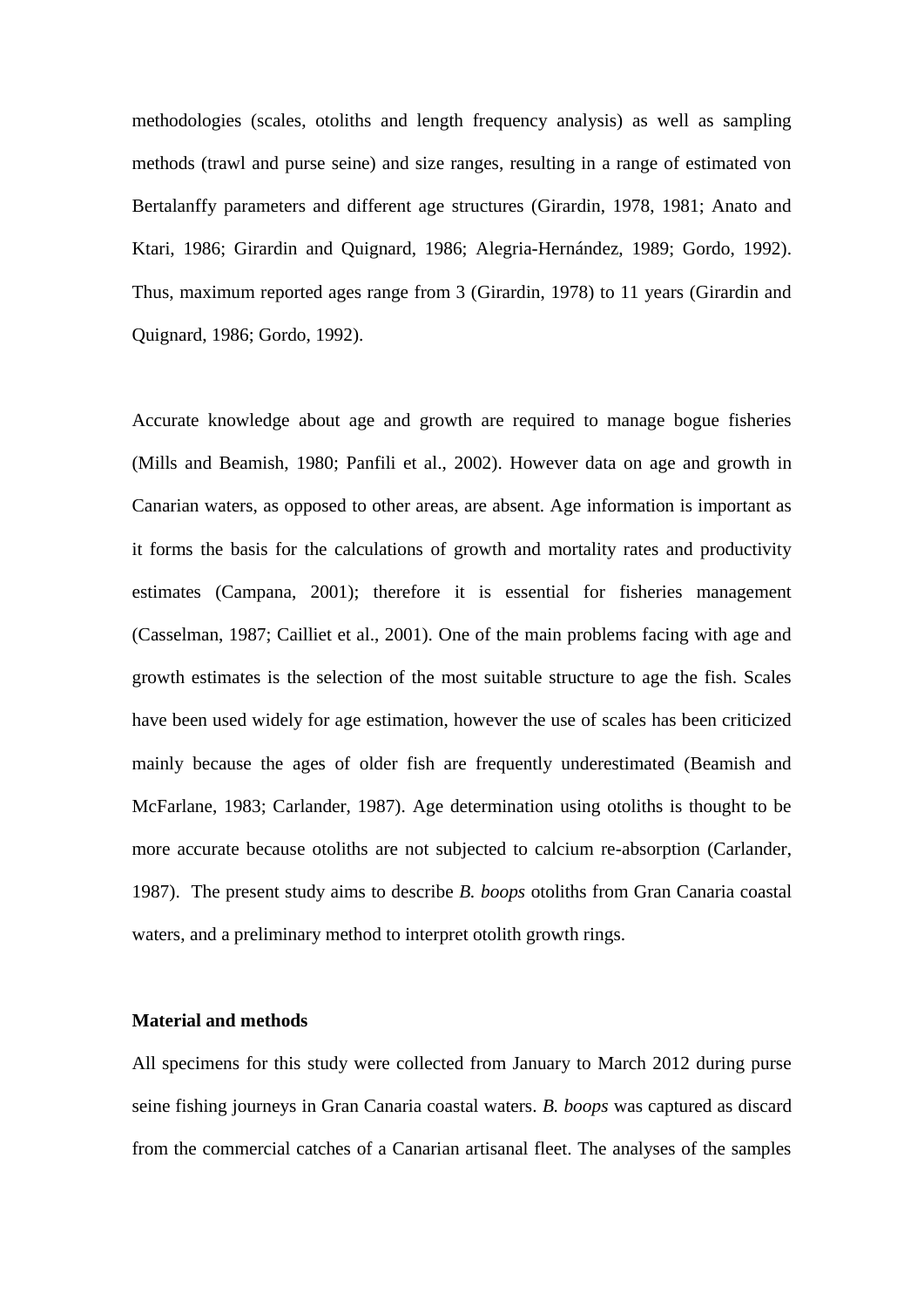methodologies (scales, otoliths and length frequency analysis) as well as sampling methods (trawl and purse seine) and size ranges, resulting in a range of estimated von Bertalanffy parameters and different age structures (Girardin, 1978, 1981; Anato and Ktari, 1986; Girardin and Quignard, 1986; Alegria-Hernández, 1989; Gordo, 1992). Thus, maximum reported ages range from 3 (Girardin, 1978) to 11 years (Girardin and Quignard, 1986; Gordo, 1992).

Accurate knowledge about age and growth are required to manage bogue fisheries (Mills and Beamish, 1980; Panfili et al., 2002). However data on age and growth in Canarian waters, as opposed to other areas, are absent. Age information is important as it forms the basis for the calculations of growth and mortality rates and productivity estimates (Campana, 2001); therefore it is essential for fisheries management (Casselman, 1987; Cailliet et al., 2001). One of the main problems facing with age and growth estimates is the selection of the most suitable structure to age the fish. Scales have been used widely for age estimation, however the use of scales has been criticized mainly because the ages of older fish are frequently underestimated (Beamish and McFarlane, 1983; Carlander, 1987). Age determination using otoliths is thought to be more accurate because otoliths are not subjected to calcium re-absorption (Carlander, 1987). The present study aims to describe *B. boops* otoliths from Gran Canaria coastal waters, and a preliminary method to interpret otolith growth rings.

## Material and methods

All specimens for this study were collected from January to March 2012 during purse seine fishing journeys in Gran Canaria coastal waters. *B. boops* was captured as discard from the commercial catches of a Canarian artisanal fleet. The analyses of the samples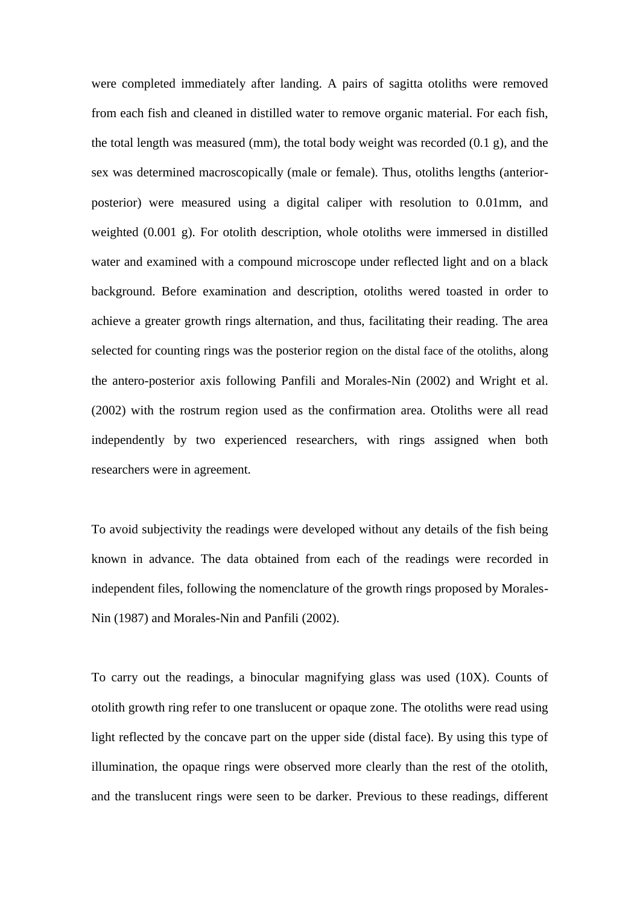were completed immediately after landing. A pairs of sagitta otoliths were removed from each fish and cleaned in distilled water to remove organic material. For each fish, the total length was measured (mm), the total body weight was recorded (0.1 g), and the sex was determined macroscopically (male or female). Thus, otoliths lengths (anterior-posterior) were measured using a digital caliper with resolution to 0.01mm, and weighted (0.001 g). For otolith description, whole otoliths were immersed in distilled water and examined with a compound microscope under reflected light and on a black background. Before examination and description, otoliths wered toasted in order to achieve a greater growth rings alternation, and thus, facilitating their reading. The area selected for counting rings was the posterior region on the distal face of the otoliths, along the antero-posterior axis following Panfili and Morales-Nin (2002) and Wright et al. (2002) with the rostrum region used as the confirmation area. Otoliths were all read independently by two experienced researchers, with rings assigned when both researchers were in agreement.

To avoid subjectivity the readings were developed without any details of the fish being known in advance. The data obtained from each of the readings were recorded in independent files, following the nomenclature of the growth rings proposed by Morales-Nin (1987) and Morales-Nin and Panfili (2002).

To carry out the readings, a binocular magnifying glass was used (10X). Counts of otolith growth ring refer to one translucent or opaque zone. The otoliths were read using light reflected by the concave part on the upper side (distal face). By using this type of illumination, the opaque rings were observed more clearly than the rest of the otolith, and the translucent rings were seen to be darker. Previous to these readings, different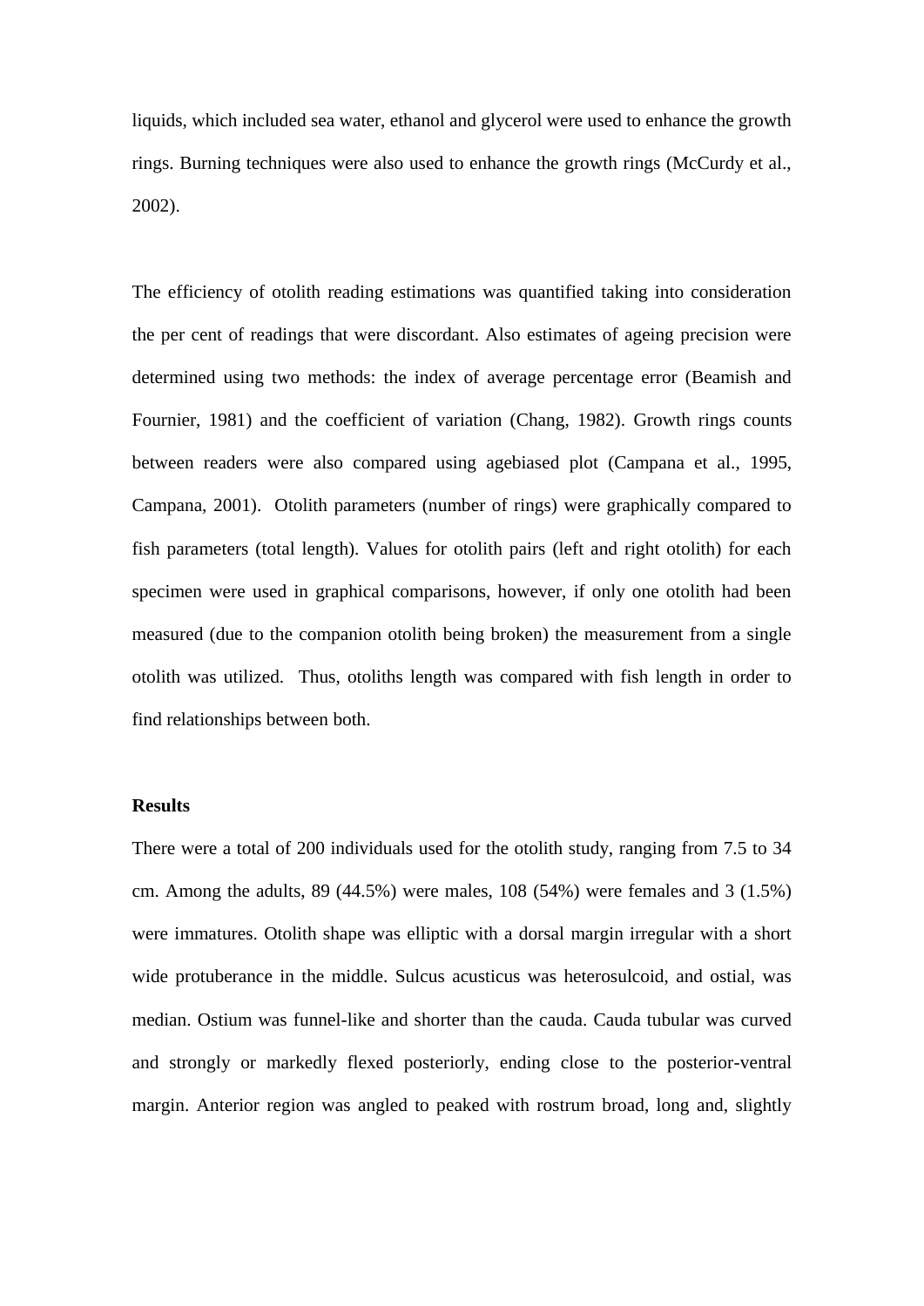liquids, which included sea water, ethanol and glycerol were used to enhance the growth rings. Burning techniques were also used to enhance the growth rings (McCurdy et al., 2002).

The efficiency of otolith reading estimations was quantified taking into consideration the per cent of readings that were discordant. Also estimates of ageing precision were determined using two methods: the index of average percentage error (Beamish and Fournier, 1981) and the coefficient of variation (Chang, 1982). Growth rings counts between readers were also compared using agebiased plot (Campana et al., 1995, Campana, 2001). Otolith parameters (number of rings) were graphically compared to fish parameters (total length). Values for otolith pairs (left and right otolith) for each specimen were used in graphical comparisons, however, if only one otolith had been measured (due to the companion otolith being broken) the measurement from a single otolith was utilized. Thus, otoliths length was compared with fish length in order to find relationships between both.

**Results**

There were a total of 200 individuals used for the otolith study, ranging from 7.5 to 34 cm. Among the adults, 89 (44.5%) were males, 108 (54%) were females and 3 (1.5%) were immatures. Otolith shape was elliptic with a dorsal margin irregular with a short wide protuberance in the middle. Sulcus acusticus was heterosulcoid, and ostial, was median. Ostium was funnel-like and shorter than the cauda. Cauda tubular was curved and strongly or markedly flexed posteriorly, ending close to the posterior-ventral margin. Anterior region was angled to peaked with rostrum broad, long and, slightly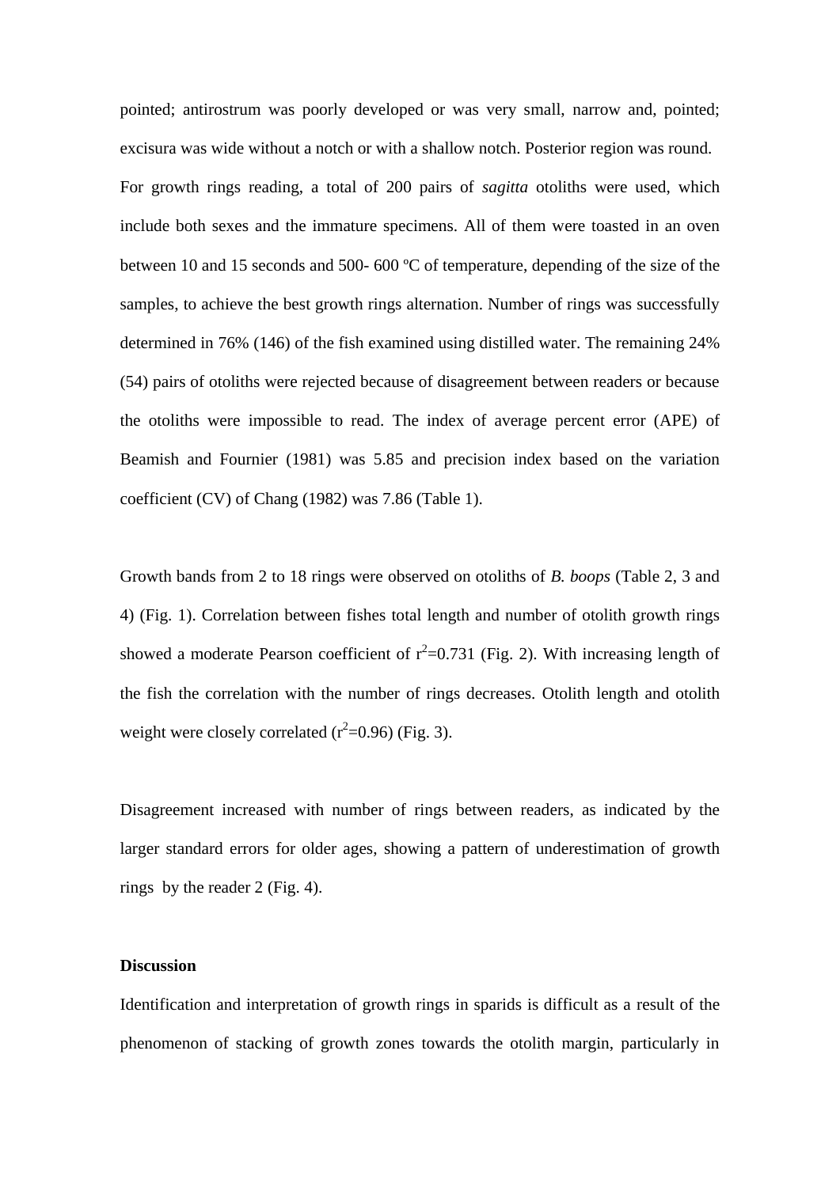pointed; antirostrum was poorly developed or was very small, narrow and, pointed; excisura was wide without a notch or with a shallow notch. Posterior region was round.

For growth rings reading, a total of 200 pairs of *sagitta* otoliths were used, which include both sexes and the immature specimens. All of them were toasted in an oven between 10 and 15 seconds and 500- 600 ºC of temperature, depending of the size of the samples, to achieve the best growth rings alternation. Number of rings was successfully determined in 76% (146) of the fish examined using distilled water. The remaining 24% (54) pairs of otoliths were rejected because of disagreement between readers or because the otoliths were impossible to read. The index of average percent error (APE) of Beamish and Fournier (1981) was 5.85 and precision index based on the variation coefficient (CV) of Chang (1982) was 7.86 (Table 1).

Growth bands from 2 to 18 rings were observed on otoliths of *B. boops* (Table 2, 3 and 4) (Fig. 1). Correlation between fishes total length and number of otolith growth rings showed a moderate Pearson coefficient of $r^2$=0.731 (Fig. 2). With increasing length of the fish the correlation with the number of rings decreases. Otolith length and otolith weight were closely correlated ($r^2$=0.96) (Fig. 3).

Disagreement increased with number of rings between readers, as indicated by the larger standard errors for older ages, showing a pattern of underestimation of growth rings by the reader 2 (Fig. 4).

## Discussion

Identification and interpretation of growth rings in sparids is difficult as a result of the phenomenon of stacking of growth zones towards the otolith margin, particularly in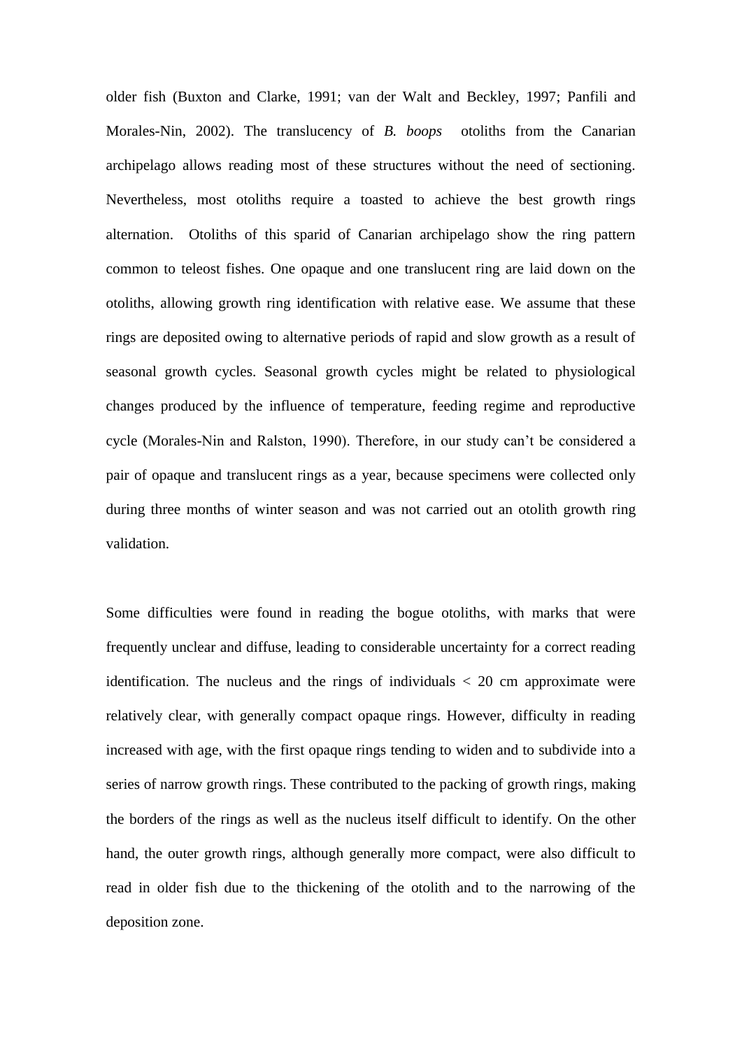older fish (Buxton and Clarke, 1991; van der Walt and Beckley, 1997; Panfili and Morales-Nin, 2002). The translucency of *B. boops* otoliths from the Canarian archipelago allows reading most of these structures without the need of sectioning. Nevertheless, most otoliths require a toasted to achieve the best growth rings alternation. Otoliths of this sparid of Canarian archipelago show the ring pattern common to teleost fishes. One opaque and one translucent ring are laid down on the otoliths, allowing growth ring identification with relative ease. We assume that these rings are deposited owing to alternative periods of rapid and slow growth as a result of seasonal growth cycles. Seasonal growth cycles might be related to physiological changes produced by the influence of temperature, feeding regime and reproductive cycle (Morales-Nin and Ralston, 1990). Therefore, in our study can't be considered a pair of opaque and translucent rings as a year, because specimens were collected only during three months of winter season and was not carried out an otolith growth ring validation.

Some difficulties were found in reading the bogue otoliths, with marks that were frequently unclear and diffuse, leading to considerable uncertainty for a correct reading identification. The nucleus and the rings of individuals < 20 cm approximate were relatively clear, with generally compact opaque rings. However, difficulty in reading increased with age, with the first opaque rings tending to widen and to subdivide into a series of narrow growth rings. These contributed to the packing of growth rings, making the borders of the rings as well as the nucleus itself difficult to identify. On the other hand, the outer growth rings, although generally more compact, were also difficult to read in older fish due to the thickening of the otolith and to the narrowing of the deposition zone.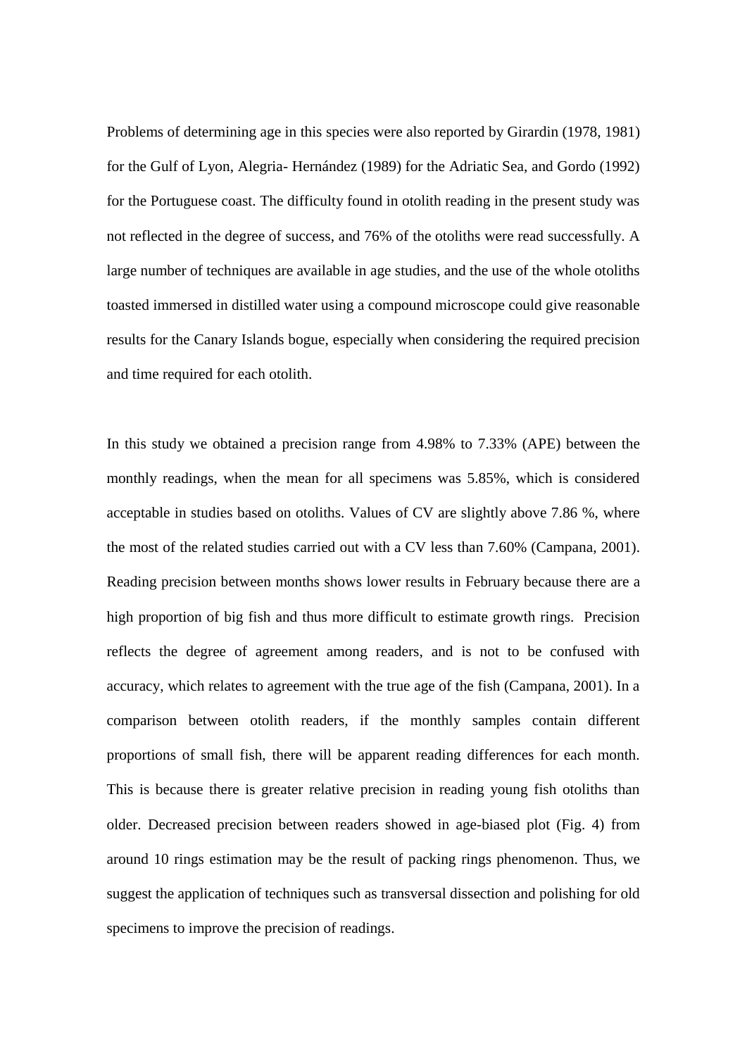Problems of determining age in this species were also reported by Girardin (1978, 1981) for the Gulf of Lyon, Alegria- Hernández (1989) for the Adriatic Sea, and Gordo (1992) for the Portuguese coast. The difficulty found in otolith reading in the present study was not reflected in the degree of success, and 76% of the otoliths were read successfully. A large number of techniques are available in age studies, and the use of the whole otoliths toasted immersed in distilled water using a compound microscope could give reasonable results for the Canary Islands bogue, especially when considering the required precision and time required for each otolith.

In this study we obtained a precision range from 4.98% to 7.33% (APE) between the monthly readings, when the mean for all specimens was 5.85%, which is considered acceptable in studies based on otoliths. Values of CV are slightly above 7.86 %, where the most of the related studies carried out with a CV less than 7.60% (Campana, 2001). Reading precision between months shows lower results in February because there are a high proportion of big fish and thus more difficult to estimate growth rings. Precision reflects the degree of agreement among readers, and is not to be confused with accuracy, which relates to agreement with the true age of the fish (Campana, 2001). In a comparison between otolith readers, if the monthly samples contain different proportions of small fish, there will be apparent reading differences for each month. This is because there is greater relative precision in reading young fish otoliths than older. Decreased precision between readers showed in age-biased plot (Fig. 4) from around 10 rings estimation may be the result of packing rings phenomenon. Thus, we suggest the application of techniques such as transversal dissection and polishing for old specimens to improve the precision of readings.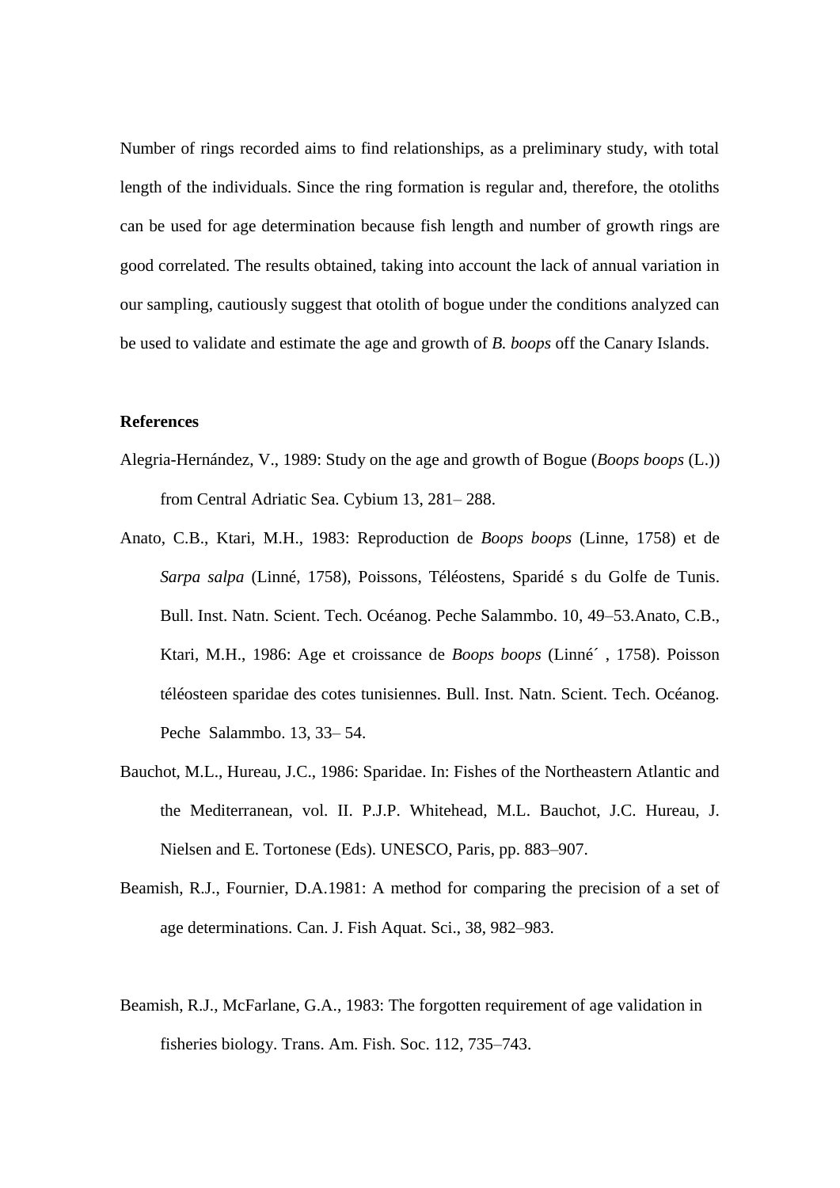Number of rings recorded aims to find relationships, as a preliminary study, with total length of the individuals. Since the ring formation is regular and, therefore, the otoliths can be used for age determination because fish length and number of growth rings are good correlated. The results obtained, taking into account the lack of annual variation in our sampling, cautiously suggest that otolith of bogue under the conditions analyzed can be used to validate and estimate the age and growth of *B. boops* off the Canary Islands.

**References**

Alegria-Hernández, V., 1989: Study on the age and growth of Bogue (*Boops boops* (L.)) from Central Adriatic Sea. Cybium 13, 281– 288.

Anato, C.B., Ktari, M.H., 1983: Reproduction de *Boops boops* (Linne, 1758) et de *Sarpa salpa* (Linné, 1758), Poissons, Téléostens, Sparidé s du Golfe de Tunis. Bull. Inst. Natn. Scient. Tech. Océanog. Peche Salammbo. 10, 49–53.Anato, C.B., Ktari, M.H., 1986: Age et croissance de *Boops boops* (Linné´ , 1758). Poisson téléosteen sparidae des cotes tunisiennes. Bull. Inst. Natn. Scient. Tech. Océanog. Peche Salammbo. 13, 33– 54.

Bauchot, M.L., Hureau, J.C., 1986: Sparidae. In: Fishes of the Northeastern Atlantic and the Mediterranean, vol. II. P.J.P. Whitehead, M.L. Bauchot, J.C. Hureau, J. Nielsen and E. Tortonese (Eds). UNESCO, Paris, pp. 883–907.

Beamish, R.J., Fournier, D.A.1981: A method for comparing the precision of a set of age determinations. Can. J. Fish Aquat. Sci., 38, 982–983.

Beamish, R.J., McFarlane, G.A., 1983: The forgotten requirement of age validation in fisheries biology. Trans. Am. Fish. Soc. 112, 735–743.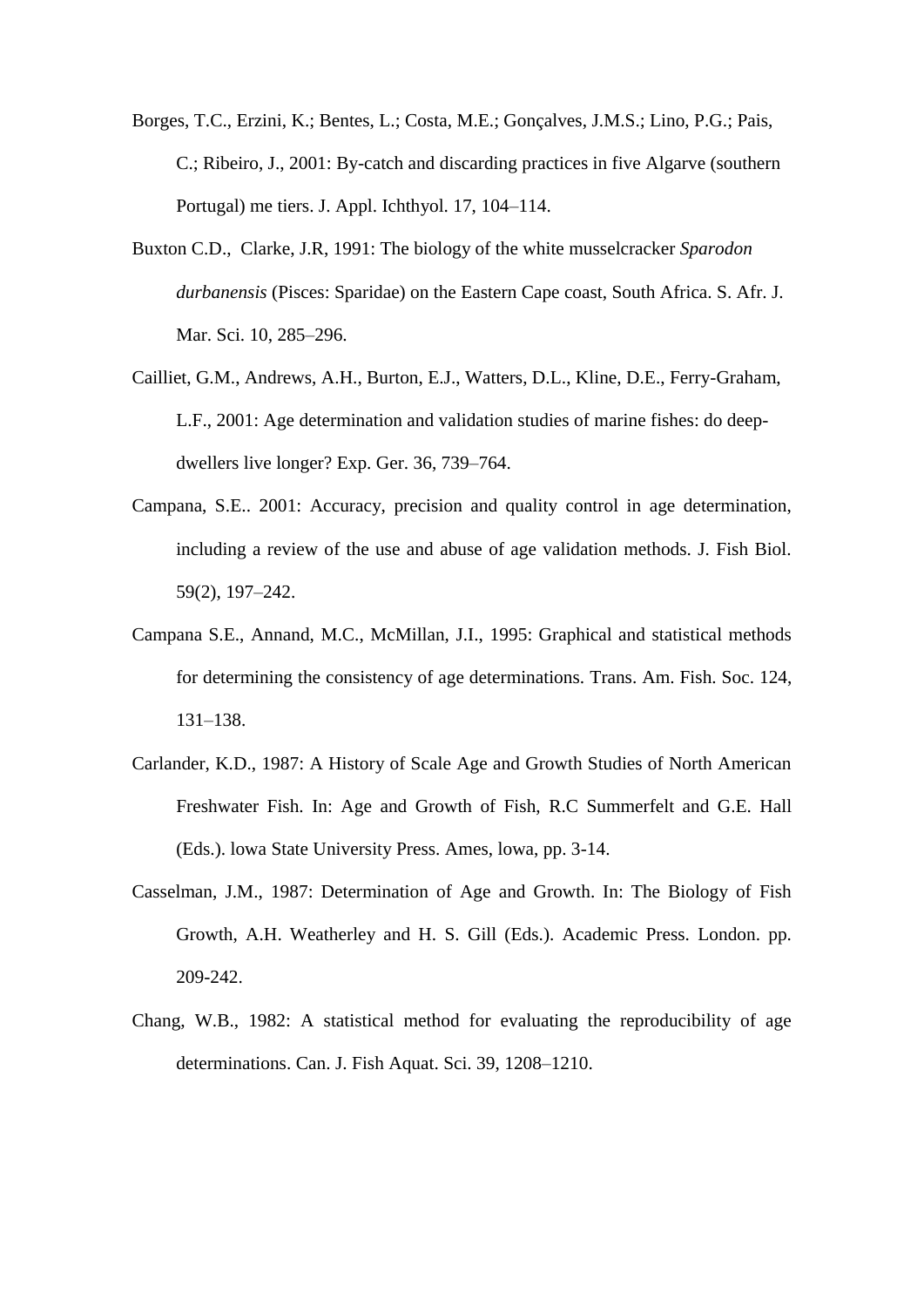Borges, T.C., Erzini, K.; Bentes, L.; Costa, M.E.; Gonçalves, J.M.S.; Lino, P.G.; Pais, C.; Ribeiro, J., 2001: By-catch and discarding practices in five Algarve (southern Portugal) me tiers. J. Appl. Ichthyol. 17, 104–114.

Buxton C.D., Clarke, J.R, 1991: The biology of the white musselcracker *Sparodon durbanensis* (Pisces: Sparidae) on the Eastern Cape coast, South Africa. S. Afr. J. Mar. Sci. 10, 285–296.

Cailliet, G.M., Andrews, A.H., Burton, E.J., Watters, D.L., Kline, D.E., Ferry-Graham, L.F., 2001: Age determination and validation studies of marine fishes: do deep-dwellers live longer? Exp. Ger. 36, 739–764.

Campana, S.E.. 2001: Accuracy, precision and quality control in age determination, including a review of the use and abuse of age validation methods. J. Fish Biol. 59(2), 197–242.

Campana S.E., Annand, M.C., McMillan, J.I., 1995: Graphical and statistical methods for determining the consistency of age determinations. Trans. Am. Fish. Soc. 124, 131–138.

Carlander, K.D., 1987: A History of Scale Age and Growth Studies of North American Freshwater Fish. In: Age and Growth of Fish, R.C Summerfelt and G.E. Hall (Eds.). lowa State University Press. Ames, lowa, pp. 3-14.

Casselman, J.M., 1987: Determination of Age and Growth. In: The Biology of Fish Growth, A.H. Weatherley and H. S. Gill (Eds.). Academic Press. London. pp. 209-242.

Chang, W.B., 1982: A statistical method for evaluating the reproducibility of age determinations. Can. J. Fish Aquat. Sci. 39, 1208–1210.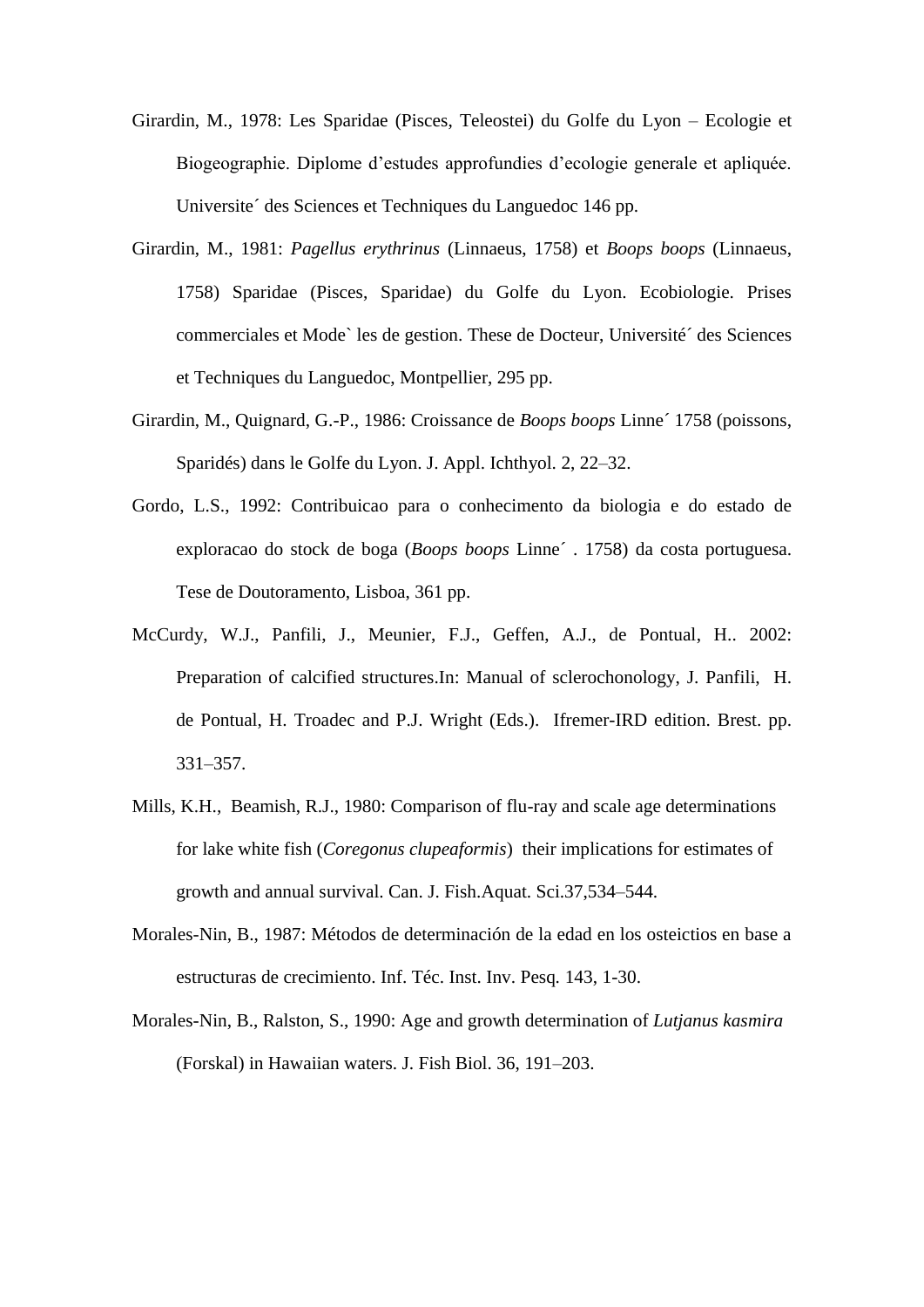Girardin, M., 1978: Les Sparidae (Pisces, Teleostei) du Golfe du Lyon – Ecologie et Biogeographie. Diplome d'estudes approfundies d'ecologie generale et apliquée. Universite´ des Sciences et Techniques du Languedoc 146 pp.

Girardin, M., 1981: *Pagellus erythrinus* (Linnaeus, 1758) et *Boops boops* (Linnaeus, 1758) Sparidae (Pisces, Sparidae) du Golfe du Lyon. Ecobiologie. Prises commerciales et Mode` les de gestion. These de Docteur, Université´ des Sciences et Techniques du Languedoc, Montpellier, 295 pp.

Girardin, M., Quignard, G.-P., 1986: Croissance de *Boops boops* Linne´ 1758 (poissons, Sparidés) dans le Golfe du Lyon. J. Appl. Ichthyol. 2, 22–32.

Gordo, L.S., 1992: Contribuicao para o conhecimento da biologia e do estado de exploracao do stock de boga (*Boops boops* Linne´ . 1758) da costa portuguesa. Tese de Doutoramento, Lisboa, 361 pp.

McCurdy, W.J., Panfili, J., Meunier, F.J., Geffen, A.J., de Pontual, H.. 2002: Preparation of calcified structures.In: Manual of sclerochonology, J. Panfili, H. de Pontual, H. Troadec and P.J. Wright (Eds.). Ifremer-IRD edition. Brest. pp. 331–357.

Mills, K.H., Beamish, R.J., 1980: Comparison of flu-ray and scale age determinations for lake white fish (*Coregonus clupeaformis*) their implications for estimates of growth and annual survival. Can. J. Fish.Aquat. Sci.37,534–544.

Morales-Nin, B., 1987: Métodos de determinación de la edad en los osteictios en base a estructuras de crecimiento. Inf. Téc. Inst. Inv. Pesq. 143, 1-30.

Morales-Nin, B., Ralston, S., 1990: Age and growth determination of *Lutjanus kasmira* (Forskal) in Hawaiian waters. J. Fish Biol. 36, 191–203.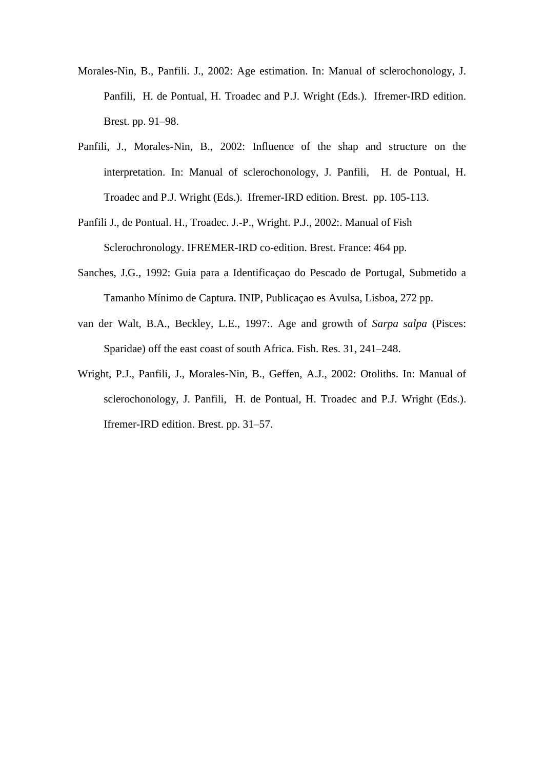Morales-Nin, B., Panfili. J., 2002: Age estimation. In: Manual of sclerochonology, J. Panfili, H. de Pontual, H. Troadec and P.J. Wright (Eds.). Ifremer-IRD edition. Brest. pp. 91–98.

Panfili, J., Morales-Nin, B., 2002: Influence of the shap and structure on the interpretation. In: Manual of sclerochonology, J. Panfili, H. de Pontual, H. Troadec and P.J. Wright (Eds.). Ifremer-IRD edition. Brest. pp. 105-113.

Panfili J., de Pontual. H., Troadec. J.-P., Wright. P.J., 2002:. Manual of Fish Sclerochronology. IFREMER-IRD co-edition. Brest. France: 464 pp.

Sanches, J.G., 1992: Guia para a Identificaçao do Pescado de Portugal, Submetido a Tamanho Mínimo de Captura. INIP, Publicaçao es Avulsa, Lisboa, 272 pp.

van der Walt, B.A., Beckley, L.E., 1997:. Age and growth of *Sarpa salpa* (Pisces: Sparidae) off the east coast of south Africa. Fish. Res. 31, 241–248.

Wright, P.J., Panfili, J., Morales-Nin, B., Geffen, A.J., 2002: Otoliths. In: Manual of sclerochonology, J. Panfili, H. de Pontual, H. Troadec and P.J. Wright (Eds.). Ifremer-IRD edition. Brest. pp. 31–57.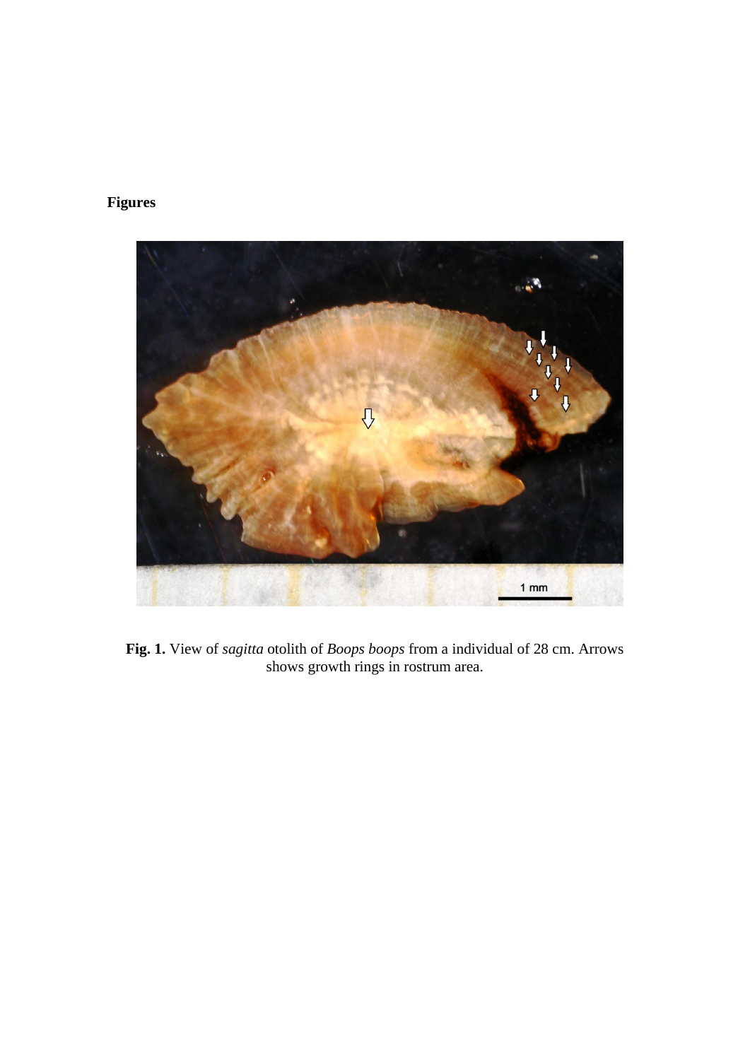**Figures**

**Fig. 1.** View of *sagitta* otolith of *Boops boops* from a individual of 28 cm. Arrows shows growth rings in rostrum area.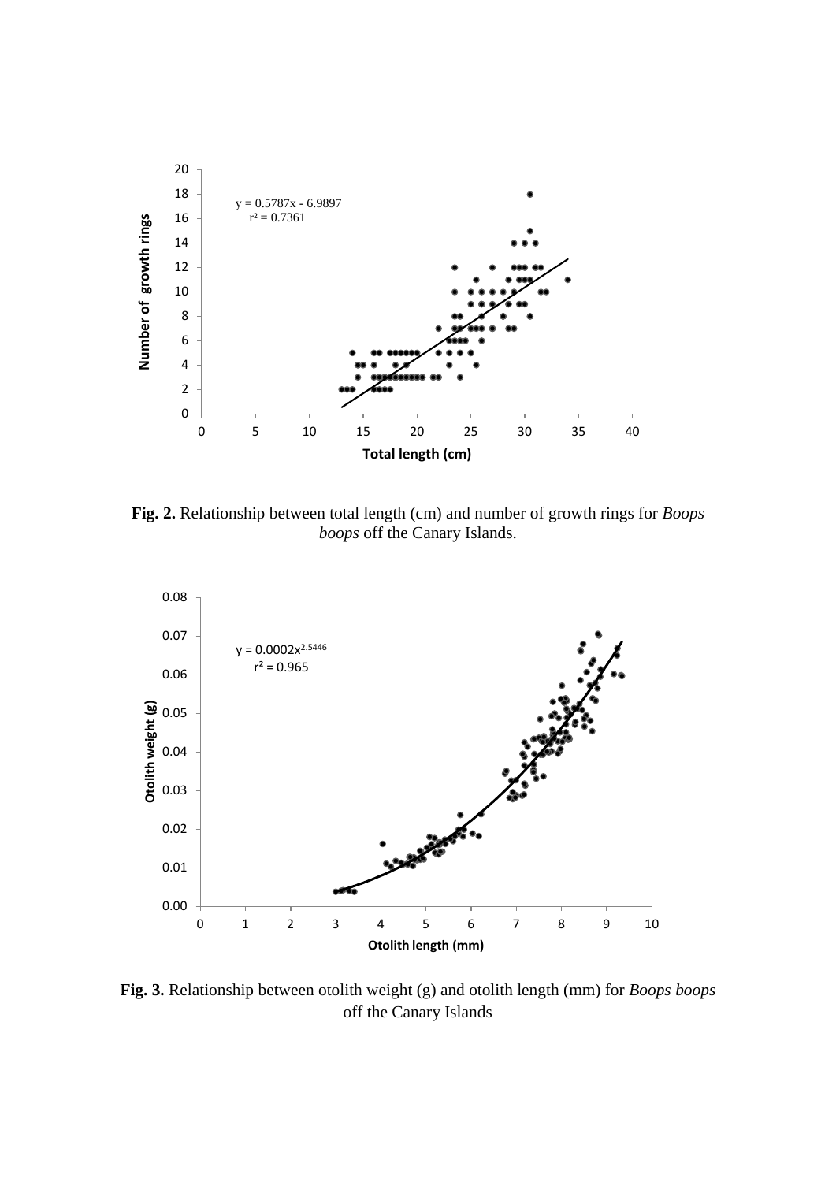**Fig. 2.** Relationship between total length (cm) and number of growth rings for *Boops boops* off the Canary Islands.

**Fig. 3.** Relationship between otolith weight (g) and otolith length (mm) for *Boops boops* off the Canary Islands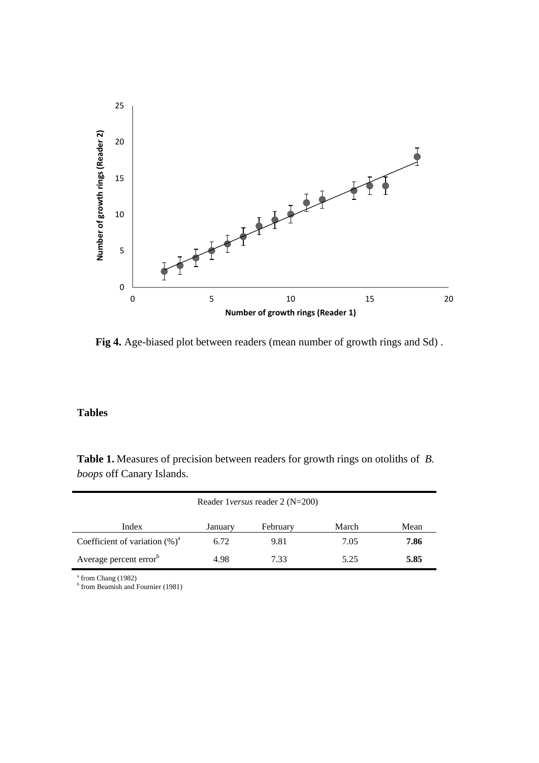**Fig 4.** Age-biased plot between readers (mean number of growth rings and Sd) .

## Tables

**Table 1.** Measures of precision between readers for growth rings on otoliths of *B. boops* off Canary Islands.

| Reader 1 *versus* reader 2 (N=200) | | | | |
|---|---|---|---|---|
| Index | January | February | March | Mean |
| Coefficient of variation (%)[a] | 6.72 | 9.81 | 7.05 | **7.86** |
| Average percent error[b] | 4.98 | 7.33 | 5.25 | **5.85** |

[a] from Chang (1982)
[b] from Beamish and Fournier (1981)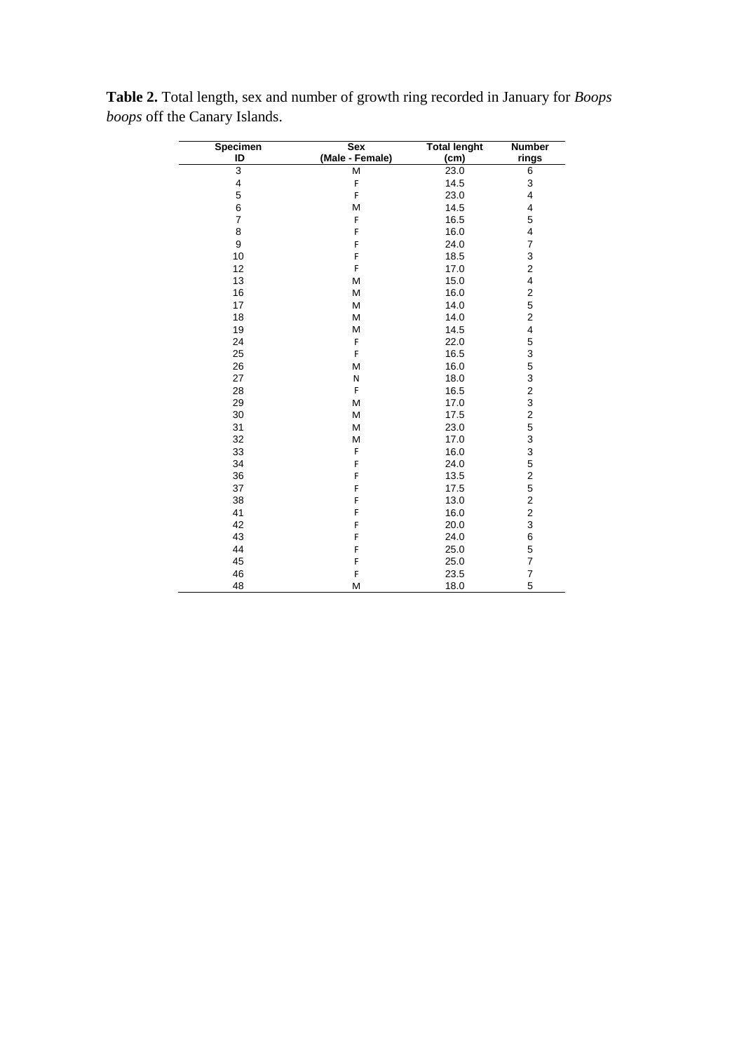**Table 2.** Total length, sex and number of growth ring recorded in January for *Boops boops* off the Canary Islands.

| Specimen ID | Sex (Male - Female) | Total lenght (cm) | Number rings |
|---|---|---|---|
| 3 | M | 23.0 | 6 |
| 4 | F | 14.5 | 3 |
| 5 | F | 23.0 | 4 |
| 6 | M | 14.5 | 4 |
| 7 | F | 16.5 | 5 |
| 8 | F | 16.0 | 4 |
| 9 | F | 24.0 | 7 |
| 10 | F | 18.5 | 3 |
| 12 | F | 17.0 | 2 |
| 13 | M | 15.0 | 4 |
| 16 | M | 16.0 | 2 |
| 17 | M | 14.0 | 5 |
| 18 | M | 14.0 | 2 |
| 19 | M | 14.5 | 4 |
| 24 | F | 22.0 | 5 |
| 25 | F | 16.5 | 3 |
| 26 | M | 16.0 | 5 |
| 27 | N | 18.0 | 3 |
| 28 | F | 16.5 | 2 |
| 29 | M | 17.0 | 3 |
| 30 | M | 17.5 | 2 |
| 31 | M | 23.0 | 5 |
| 32 | M | 17.0 | 3 |
| 33 | F | 16.0 | 3 |
| 34 | F | 24.0 | 5 |
| 36 | F | 13.5 | 2 |
| 37 | F | 17.5 | 5 |
| 38 | F | 13.0 | 2 |
| 41 | F | 16.0 | 2 |
| 42 | F | 20.0 | 3 |
| 43 | F | 24.0 | 6 |
| 44 | F | 25.0 | 5 |
| 45 | F | 25.0 | 7 |
| 46 | F | 23.5 | 7 |
| 48 | M | 18.0 | 5 |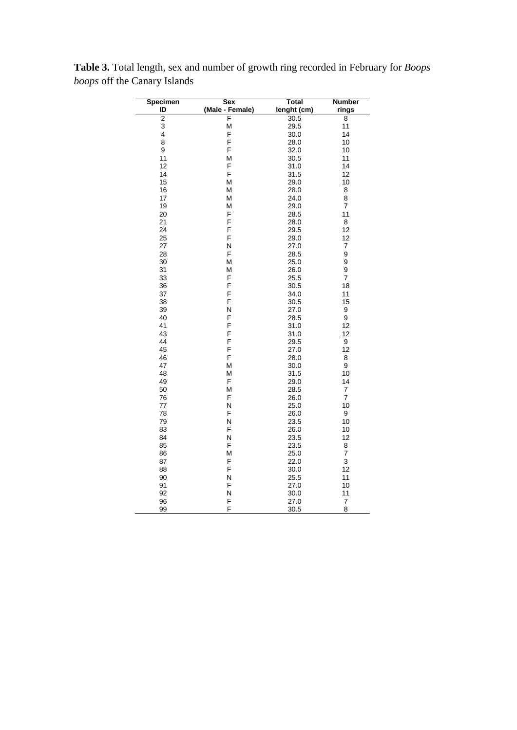**Table 3.** Total length, sex and number of growth ring recorded in February for *Boops boops* off the Canary Islands

| Specimen ID | Sex (Male - Female) | Total lenght (cm) | Number rings |
|---|---|---|---|
| 2 | F | 30.5 | 8 |
| 3 | M | 29.5 | 11 |
| 4 | F | 30.0 | 14 |
| 8 | F | 28.0 | 10 |
| 9 | F | 32.0 | 10 |
| 11 | M | 30.5 | 11 |
| 12 | F | 31.0 | 14 |
| 14 | F | 31.5 | 12 |
| 15 | M | 29.0 | 10 |
| 16 | M | 28.0 | 8 |
| 17 | M | 24.0 | 8 |
| 19 | M | 29.0 | 7 |
| 20 | F | 28.5 | 11 |
| 21 | F | 28.0 | 8 |
| 24 | F | 29.5 | 12 |
| 25 | F | 29.0 | 12 |
| 27 | N | 27.0 | 7 |
| 28 | F | 28.5 | 9 |
| 30 | M | 25.0 | 9 |
| 31 | M | 26.0 | 9 |
| 33 | F | 25.5 | 7 |
| 36 | F | 30.5 | 18 |
| 37 | F | 34.0 | 11 |
| 38 | F | 30.5 | 15 |
| 39 | N | 27.0 | 9 |
| 40 | F | 28.5 | 9 |
| 41 | F | 31.0 | 12 |
| 43 | F | 31.0 | 12 |
| 44 | F | 29.5 | 9 |
| 45 | F | 27.0 | 12 |
| 46 | F | 28.0 | 8 |
| 47 | M | 30.0 | 9 |
| 48 | M | 31.5 | 10 |
| 49 | F | 29.0 | 14 |
| 50 | M | 28.5 | 7 |
| 76 | F | 26.0 | 7 |
| 77 | N | 25.0 | 10 |
| 78 | F | 26.0 | 9 |
| 79 | N | 23.5 | 10 |
| 83 | F | 26.0 | 10 |
| 84 | N | 23.5 | 12 |
| 85 | F | 23.5 | 8 |
| 86 | M | 25.0 | 7 |
| 87 | F | 22.0 | 3 |
| 88 | F | 30.0 | 12 |
| 90 | N | 25.5 | 11 |
| 91 | F | 27.0 | 10 |
| 92 | N | 30.0 | 11 |
| 96 | F | 27.0 | 7 |
| 99 | F | 30.5 | 8 |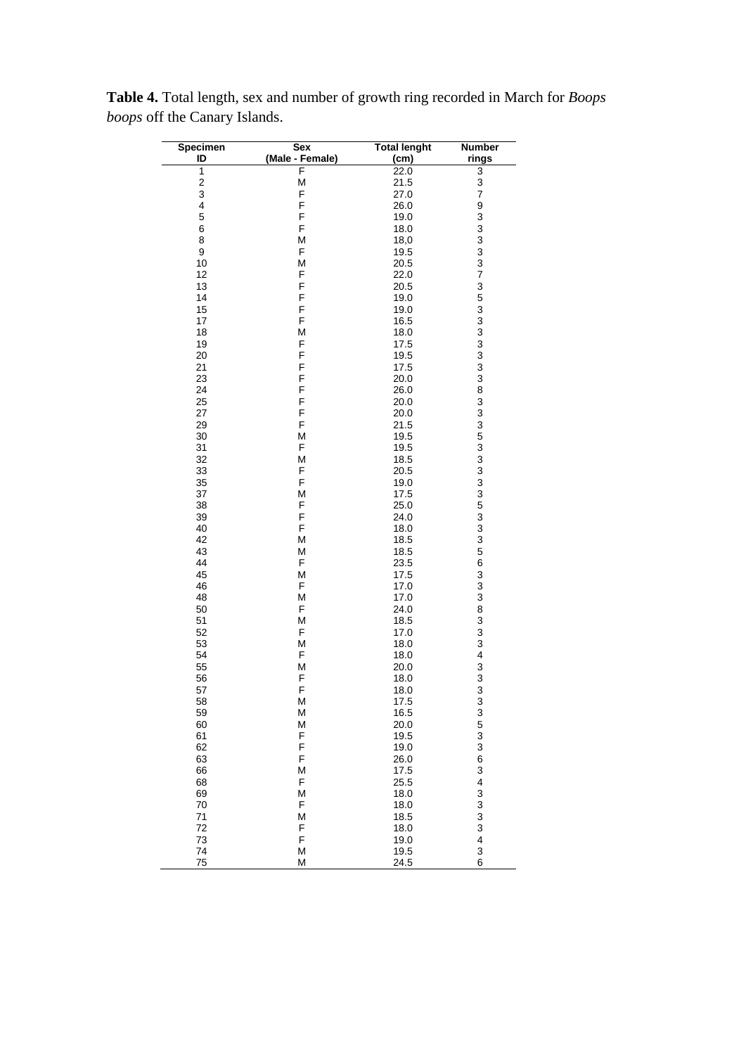**Table 4.** Total length, sex and number of growth ring recorded in March for *Boops boops* off the Canary Islands.

| Specimen ID | Sex (Male - Female) | Total lenght (cm) | Number rings |
|---|---|---|---|
| 1 | F | 22.0 | 3 |
| 2 | M | 21.5 | 3 |
| 3 | F | 27.0 | 7 |
| 4 | F | 26.0 | 9 |
| 5 | F | 19.0 | 3 |
| 6 | F | 18.0 | 3 |
| 8 | M | 18,0 | 3 |
| 9 | F | 19.5 | 3 |
| 10 | M | 20.5 | 3 |
| 12 | F | 22.0 | 7 |
| 13 | F | 20.5 | 3 |
| 14 | F | 19.0 | 5 |
| 15 | F | 19.0 | 3 |
| 17 | F | 16.5 | 3 |
| 18 | M | 18.0 | 3 |
| 19 | F | 17.5 | 3 |
| 20 | F | 19.5 | 3 |
| 21 | F | 17.5 | 3 |
| 23 | F | 20.0 | 3 |
| 24 | F | 26.0 | 8 |
| 25 | F | 20.0 | 3 |
| 27 | F | 20.0 | 3 |
| 29 | F | 21.5 | 3 |
| 30 | M | 19.5 | 5 |
| 31 | F | 19.5 | 3 |
| 32 | M | 18.5 | 3 |
| 33 | F | 20.5 | 3 |
| 35 | F | 19.0 | 3 |
| 37 | M | 17.5 | 3 |
| 38 | F | 25.0 | 5 |
| 39 | F | 24.0 | 3 |
| 40 | F | 18.0 | 3 |
| 42 | M | 18.5 | 3 |
| 43 | M | 18.5 | 5 |
| 44 | F | 23.5 | 6 |
| 45 | M | 17.5 | 3 |
| 46 | F | 17.0 | 3 |
| 48 | M | 17.0 | 3 |
| 50 | F | 24.0 | 8 |
| 51 | M | 18.5 | 3 |
| 52 | F | 17.0 | 3 |
| 53 | M | 18.0 | 3 |
| 54 | F | 18.0 | 4 |
| 55 | M | 20.0 | 3 |
| 56 | F | 18.0 | 3 |
| 57 | F | 18.0 | 3 |
| 58 | M | 17.5 | 3 |
| 59 | M | 16.5 | 3 |
| 60 | M | 20.0 | 5 |
| 61 | F | 19.5 | 3 |
| 62 | F | 19.0 | 3 |
| 63 | F | 26.0 | 6 |
| 66 | M | 17.5 | 3 |
| 68 | F | 25.5 | 4 |
| 69 | M | 18.0 | 3 |
| 70 | F | 18.0 | 3 |
| 71 | M | 18.5 | 3 |
| 72 | F | 18.0 | 3 |
| 73 | F | 19.0 | 4 |
| 74 | M | 19.5 | 3 |
| 75 | M | 24.5 | 6 |